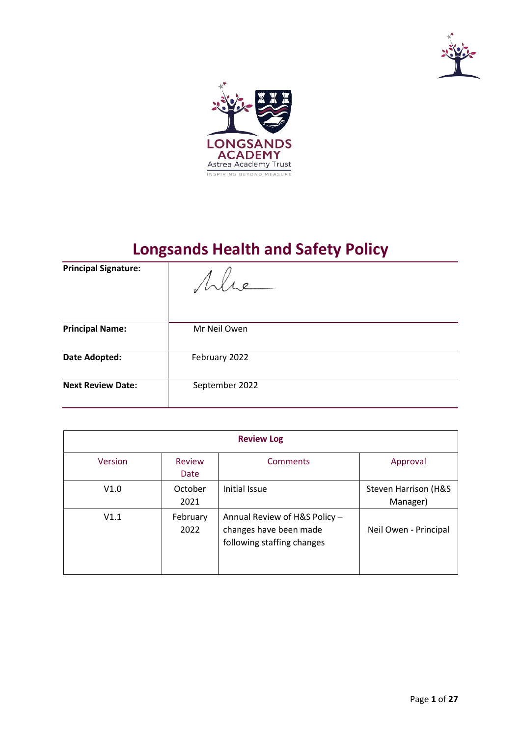LONGSANDS ACADEMY
Astrea Academy Trust
INSPIRING BEYOND MEASURE

# Longsands Health and Safety Policy

| | |
|---|---|
| **Principal Signature:** | |
| **Principal Name:** | Mr Neil Owen |
| **Date Adopted:** | February 2022 |
| **Next Review Date:** | September 2022 |

| Review Log | | | |
|---|---|---|---|
| Version | Review Date | Comments | Approval |
| V1.0 | October 2021 | Initial Issue | Steven Harrison (H&S Manager) |
| V1.1 | February 2022 | Annual Review of H&S Policy – changes have been made following staffing changes | Neil Owen - Principal |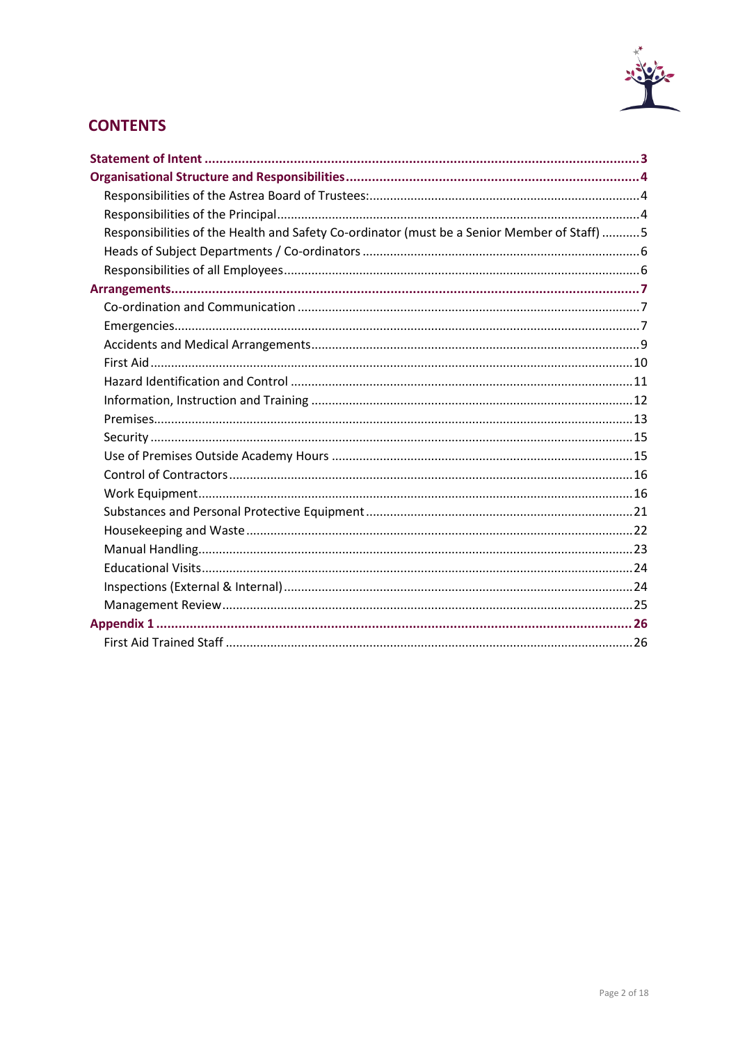# CONTENTS

**Statement of Intent** ..... 3

**Organisational Structure and Responsibilities** ..... 4

- Responsibilities of the Astrea Board of Trustees: ..... 4
- Responsibilities of the Principal ..... 4
- Responsibilities of the Health and Safety Co-ordinator (must be a Senior Member of Staff) ..... 5
- Heads of Subject Departments / Co-ordinators ..... 6
- Responsibilities of all Employees ..... 6

**Arrangements** ..... 7

- Co-ordination and Communication ..... 7
- Emergencies ..... 7
- Accidents and Medical Arrangements ..... 9
- First Aid ..... 10
- Hazard Identification and Control ..... 11
- Information, Instruction and Training ..... 12
- Premises ..... 13
- Security ..... 15
- Use of Premises Outside Academy Hours ..... 15
- Control of Contractors ..... 16
- Work Equipment ..... 16
- Substances and Personal Protective Equipment ..... 21
- Housekeeping and Waste ..... 22
- Manual Handling ..... 23
- Educational Visits ..... 24
- Inspections (External & Internal) ..... 24
- Management Review ..... 25

**Appendix 1** ..... 26

- First Aid Trained Staff ..... 26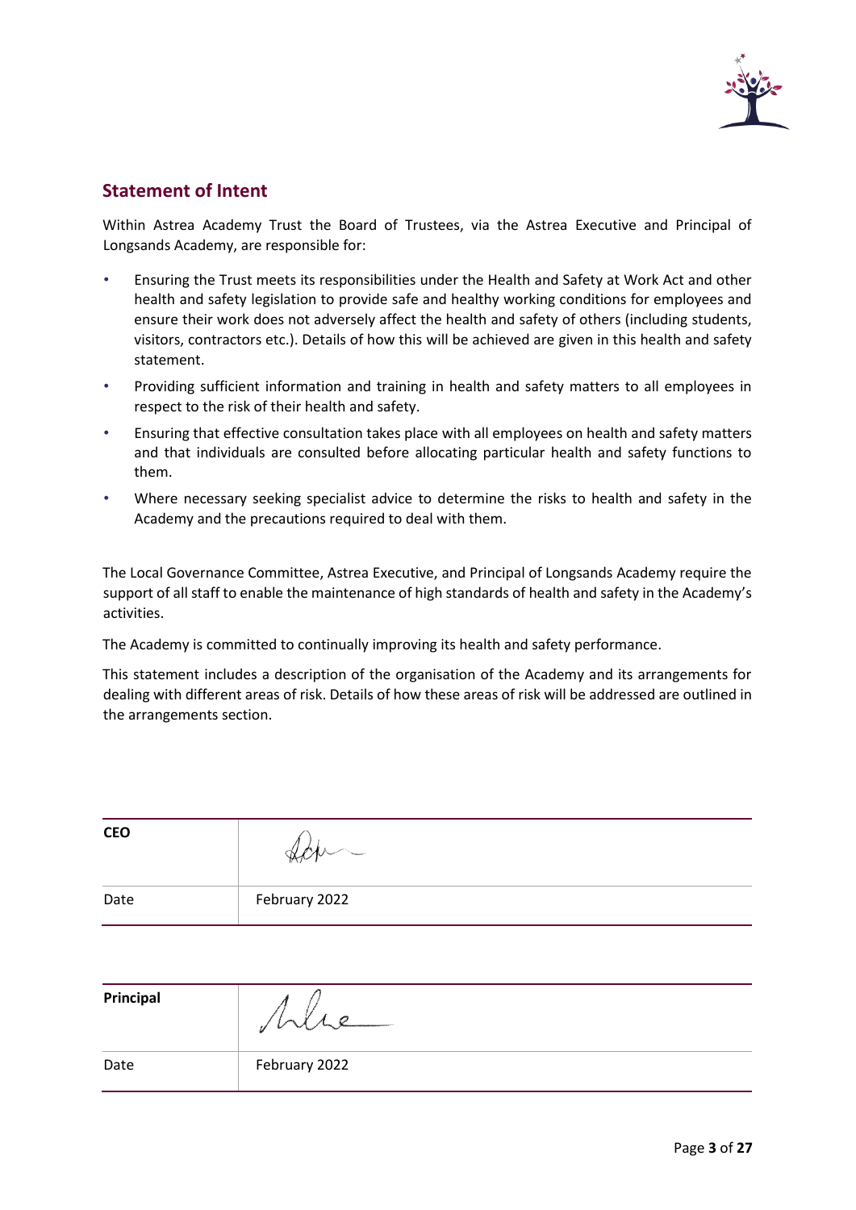## Statement of Intent

Within Astrea Academy Trust the Board of Trustees, via the Astrea Executive and Principal of Longsands Academy, are responsible for:

- Ensuring the Trust meets its responsibilities under the Health and Safety at Work Act and other health and safety legislation to provide safe and healthy working conditions for employees and ensure their work does not adversely affect the health and safety of others (including students, visitors, contractors etc.). Details of how this will be achieved are given in this health and safety statement.
- Providing sufficient information and training in health and safety matters to all employees in respect to the risk of their health and safety.
- Ensuring that effective consultation takes place with all employees on health and safety matters and that individuals are consulted before allocating particular health and safety functions to them.
- Where necessary seeking specialist advice to determine the risks to health and safety in the Academy and the precautions required to deal with them.

The Local Governance Committee, Astrea Executive, and Principal of Longsands Academy require the support of all staff to enable the maintenance of high standards of health and safety in the Academy's activities.

The Academy is committed to continually improving its health and safety performance.

This statement includes a description of the organisation of the Academy and its arrangements for dealing with different areas of risk. Details of how these areas of risk will be addressed are outlined in the arrangements section.

| | |
|---|---|
| **CEO** | |
| Date | February 2022 |

| | |
|---|---|
| **Principal** | |
| Date | February 2022 |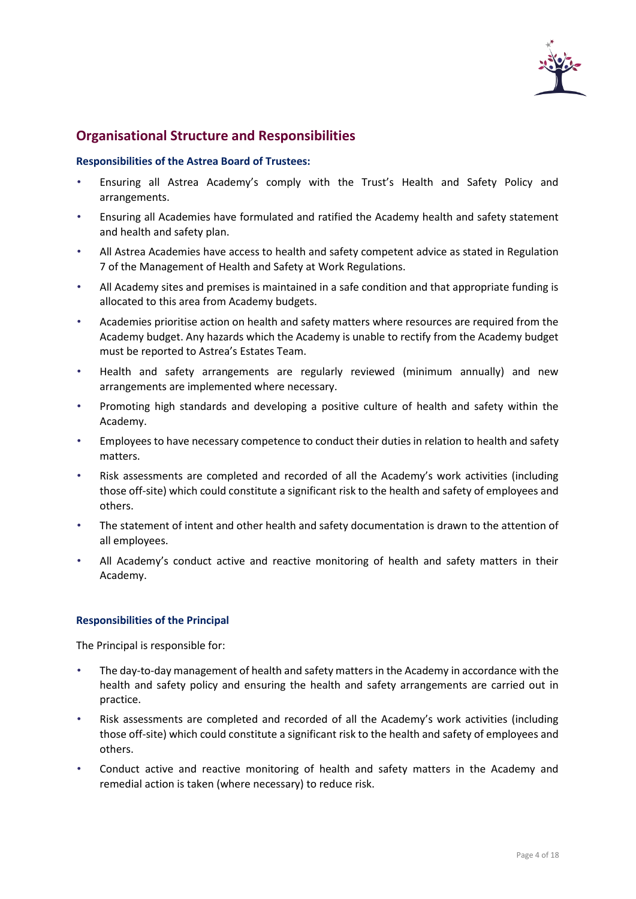## Organisational Structure and Responsibilities

### Responsibilities of the Astrea Board of Trustees:

- Ensuring all Astrea Academy's comply with the Trust's Health and Safety Policy and arrangements.
- Ensuring all Academies have formulated and ratified the Academy health and safety statement and health and safety plan.
- All Astrea Academies have access to health and safety competent advice as stated in Regulation 7 of the Management of Health and Safety at Work Regulations.
- All Academy sites and premises is maintained in a safe condition and that appropriate funding is allocated to this area from Academy budgets.
- Academies prioritise action on health and safety matters where resources are required from the Academy budget. Any hazards which the Academy is unable to rectify from the Academy budget must be reported to Astrea's Estates Team.
- Health and safety arrangements are regularly reviewed (minimum annually) and new arrangements are implemented where necessary.
- Promoting high standards and developing a positive culture of health and safety within the Academy.
- Employees to have necessary competence to conduct their duties in relation to health and safety matters.
- Risk assessments are completed and recorded of all the Academy's work activities (including those off-site) which could constitute a significant risk to the health and safety of employees and others.
- The statement of intent and other health and safety documentation is drawn to the attention of all employees.
- All Academy's conduct active and reactive monitoring of health and safety matters in their Academy.

### Responsibilities of the Principal

The Principal is responsible for:

- The day-to-day management of health and safety matters in the Academy in accordance with the health and safety policy and ensuring the health and safety arrangements are carried out in practice.
- Risk assessments are completed and recorded of all the Academy's work activities (including those off-site) which could constitute a significant risk to the health and safety of employees and others.
- Conduct active and reactive monitoring of health and safety matters in the Academy and remedial action is taken (where necessary) to reduce risk.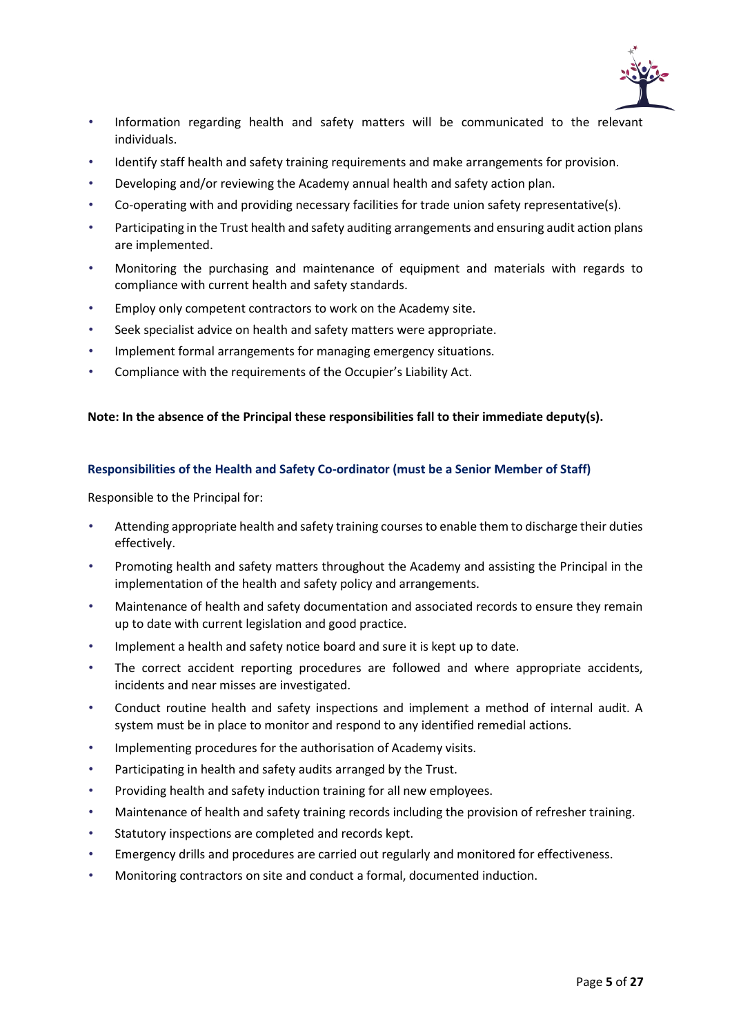- Information regarding health and safety matters will be communicated to the relevant individuals.
- Identify staff health and safety training requirements and make arrangements for provision.
- Developing and/or reviewing the Academy annual health and safety action plan.
- Co-operating with and providing necessary facilities for trade union safety representative(s).
- Participating in the Trust health and safety auditing arrangements and ensuring audit action plans are implemented.
- Monitoring the purchasing and maintenance of equipment and materials with regards to compliance with current health and safety standards.
- Employ only competent contractors to work on the Academy site.
- Seek specialist advice on health and safety matters were appropriate.
- Implement formal arrangements for managing emergency situations.
- Compliance with the requirements of the Occupier's Liability Act.

**Note: In the absence of the Principal these responsibilities fall to their immediate deputy(s).**

### Responsibilities of the Health and Safety Co-ordinator (must be a Senior Member of Staff)

Responsible to the Principal for:

- Attending appropriate health and safety training courses to enable them to discharge their duties effectively.
- Promoting health and safety matters throughout the Academy and assisting the Principal in the implementation of the health and safety policy and arrangements.
- Maintenance of health and safety documentation and associated records to ensure they remain up to date with current legislation and good practice.
- Implement a health and safety notice board and sure it is kept up to date.
- The correct accident reporting procedures are followed and where appropriate accidents, incidents and near misses are investigated.
- Conduct routine health and safety inspections and implement a method of internal audit. A system must be in place to monitor and respond to any identified remedial actions.
- Implementing procedures for the authorisation of Academy visits.
- Participating in health and safety audits arranged by the Trust.
- Providing health and safety induction training for all new employees.
- Maintenance of health and safety training records including the provision of refresher training.
- Statutory inspections are completed and records kept.
- Emergency drills and procedures are carried out regularly and monitored for effectiveness.
- Monitoring contractors on site and conduct a formal, documented induction.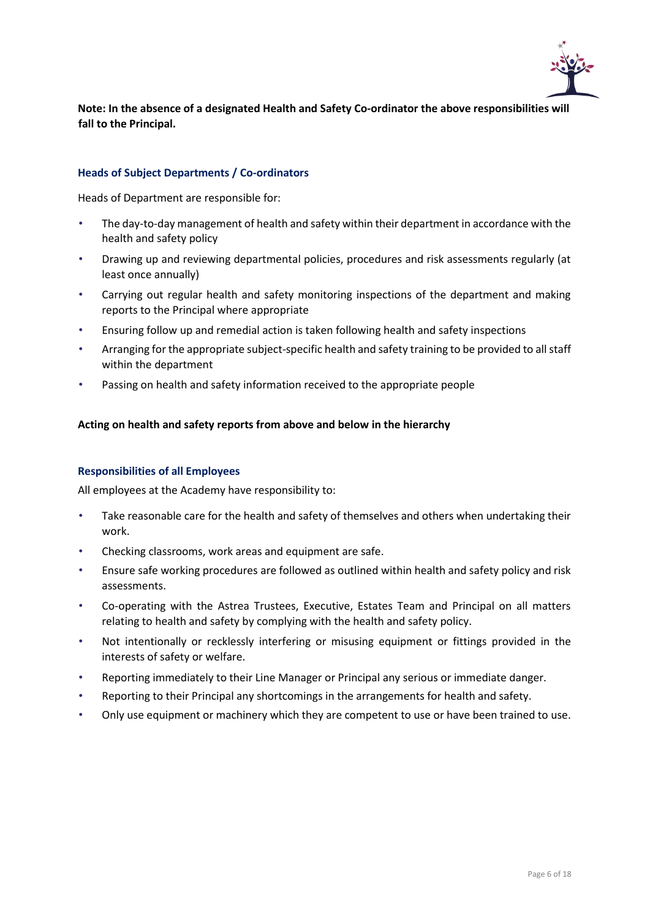**Note: In the absence of a designated Health and Safety Co-ordinator the above responsibilities will fall to the Principal.**

### Heads of Subject Departments / Co-ordinators

Heads of Department are responsible for:

- The day-to-day management of health and safety within their department in accordance with the health and safety policy
- Drawing up and reviewing departmental policies, procedures and risk assessments regularly (at least once annually)
- Carrying out regular health and safety monitoring inspections of the department and making reports to the Principal where appropriate
- Ensuring follow up and remedial action is taken following health and safety inspections
- Arranging for the appropriate subject-specific health and safety training to be provided to all staff within the department
- Passing on health and safety information received to the appropriate people

**Acting on health and safety reports from above and below in the hierarchy**

### Responsibilities of all Employees

All employees at the Academy have responsibility to:

- Take reasonable care for the health and safety of themselves and others when undertaking their work.
- Checking classrooms, work areas and equipment are safe.
- Ensure safe working procedures are followed as outlined within health and safety policy and risk assessments.
- Co-operating with the Astrea Trustees, Executive, Estates Team and Principal on all matters relating to health and safety by complying with the health and safety policy.
- Not intentionally or recklessly interfering or misusing equipment or fittings provided in the interests of safety or welfare.
- Reporting immediately to their Line Manager or Principal any serious or immediate danger.
- Reporting to their Principal any shortcomings in the arrangements for health and safety.
- Only use equipment or machinery which they are competent to use or have been trained to use.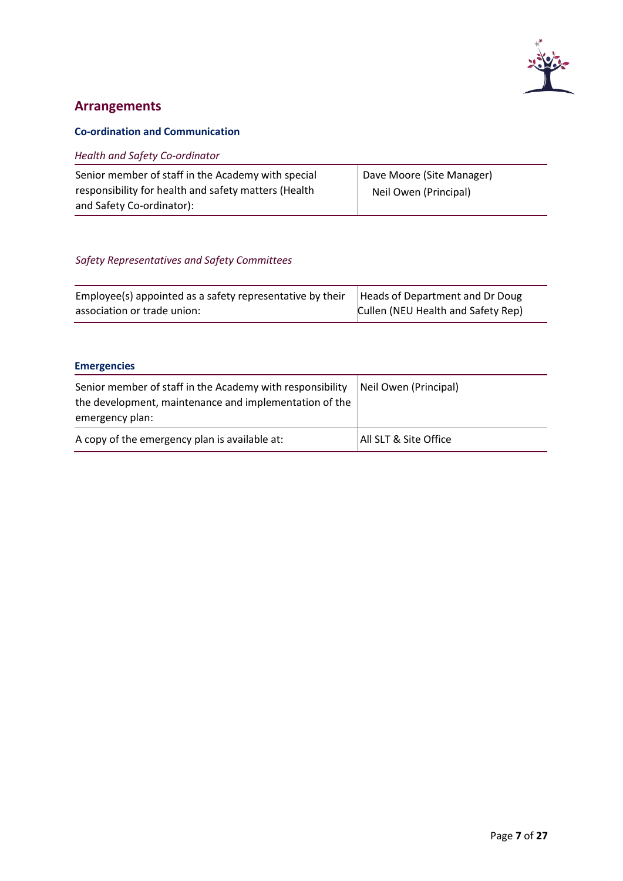## Arrangements

### Co-ordination and Communication

*Health and Safety Co-ordinator*

| | |
|---|---|
| Senior member of staff in the Academy with special responsibility for health and safety matters (Health and Safety Co-ordinator): | Dave Moore (Site Manager)<br>Neil Owen (Principal) |

*Safety Representatives and Safety Committees*

| | |
|---|---|
| Employee(s) appointed as a safety representative by their association or trade union: | Heads of Department and Dr Doug Cullen (NEU Health and Safety Rep) |

### Emergencies

| | |
|---|---|
| Senior member of staff in the Academy with responsibility the development, maintenance and implementation of the emergency plan: | Neil Owen (Principal) |
| A copy of the emergency plan is available at: | All SLT & Site Office |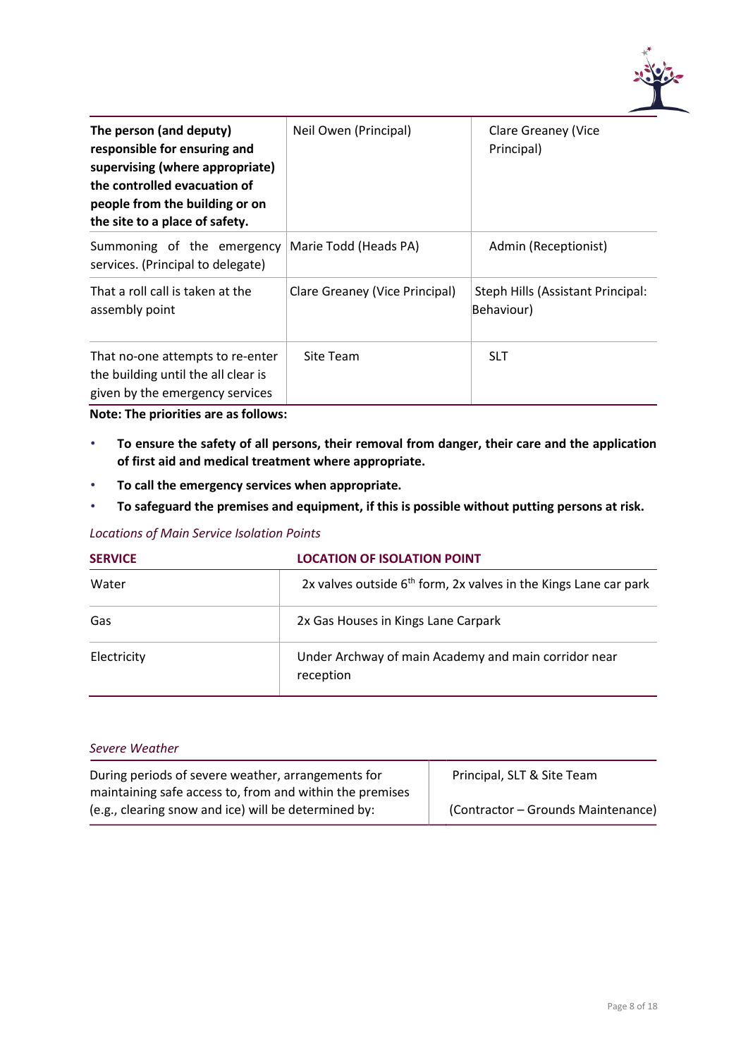| | | |
|---|---|---|
| **The person (and deputy) responsible for ensuring and supervising (where appropriate) the controlled evacuation of people from the building or on the site to a place of safety.** | Neil Owen (Principal) | Clare Greaney (Vice Principal) |
| Summoning of the emergency services. (Principal to delegate) | Marie Todd (Heads PA) | Admin (Receptionist) |
| That a roll call is taken at the assembly point | Clare Greaney (Vice Principal) | Steph Hills (Assistant Principal: Behaviour) |
| That no-one attempts to re-enter the building until the all clear is given by the emergency services | Site Team | SLT |

**Note: The priorities are as follows:**

- **To ensure the safety of all persons, their removal from danger, their care and the application of first aid and medical treatment where appropriate.**
- **To call the emergency services when appropriate.**
- **To safeguard the premises and equipment, if this is possible without putting persons at risk.**

*Locations of Main Service Isolation Points*

| SERVICE | LOCATION OF ISOLATION POINT |
|---|---|
| Water | 2x valves outside 6th form, 2x valves in the Kings Lane car park |
| Gas | 2x Gas Houses in Kings Lane Carpark |
| Electricity | Under Archway of main Academy and main corridor near reception |

*Severe Weather*

| | |
|---|---|
| During periods of severe weather, arrangements for maintaining safe access to, from and within the premises (e.g., clearing snow and ice) will be determined by: | Principal, SLT & Site Team<br><br>(Contractor – Grounds Maintenance) |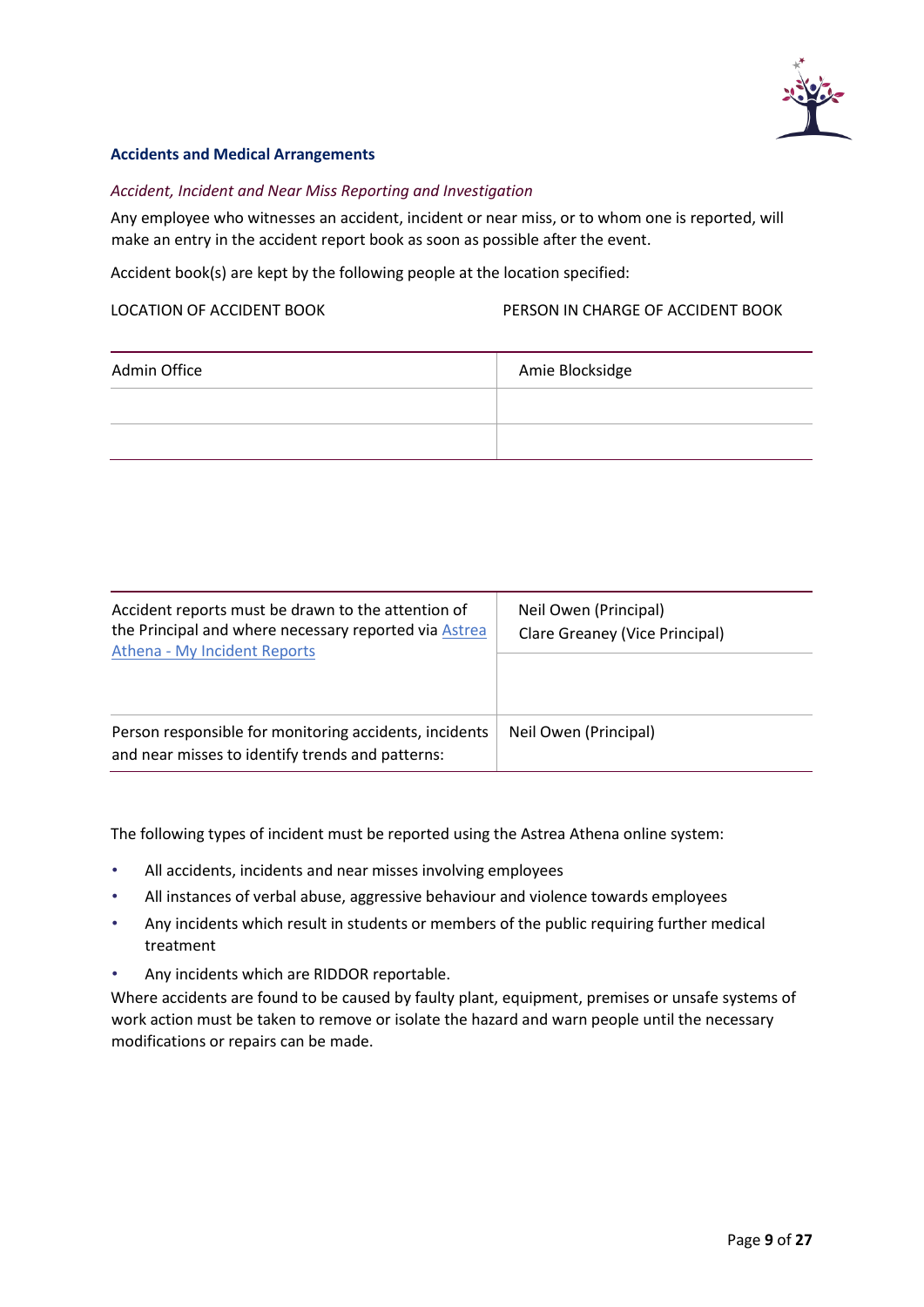## Accidents and Medical Arrangements

*Accident, Incident and Near Miss Reporting and Investigation*

Any employee who witnesses an accident, incident or near miss, or to whom one is reported, will make an entry in the accident report book as soon as possible after the event.

Accident book(s) are kept by the following people at the location specified:

| LOCATION OF ACCIDENT BOOK | PERSON IN CHARGE OF ACCIDENT BOOK |
|---|---|
| Admin Office | Amie Blocksidge |
| | |
| | |

| | |
|---|---|
| Accident reports must be drawn to the attention of the Principal and where necessary reported via [Astrea Athena - My Incident Reports]() | Neil Owen (Principal)<br>Clare Greaney (Vice Principal) |
| | |
| Person responsible for monitoring accidents, incidents and near misses to identify trends and patterns: | Neil Owen (Principal) |

The following types of incident must be reported using the Astrea Athena online system:

- All accidents, incidents and near misses involving employees
- All instances of verbal abuse, aggressive behaviour and violence towards employees
- Any incidents which result in students or members of the public requiring further medical treatment
- Any incidents which are RIDDOR reportable.

Where accidents are found to be caused by faulty plant, equipment, premises or unsafe systems of work action must be taken to remove or isolate the hazard and warn people until the necessary modifications or repairs can be made.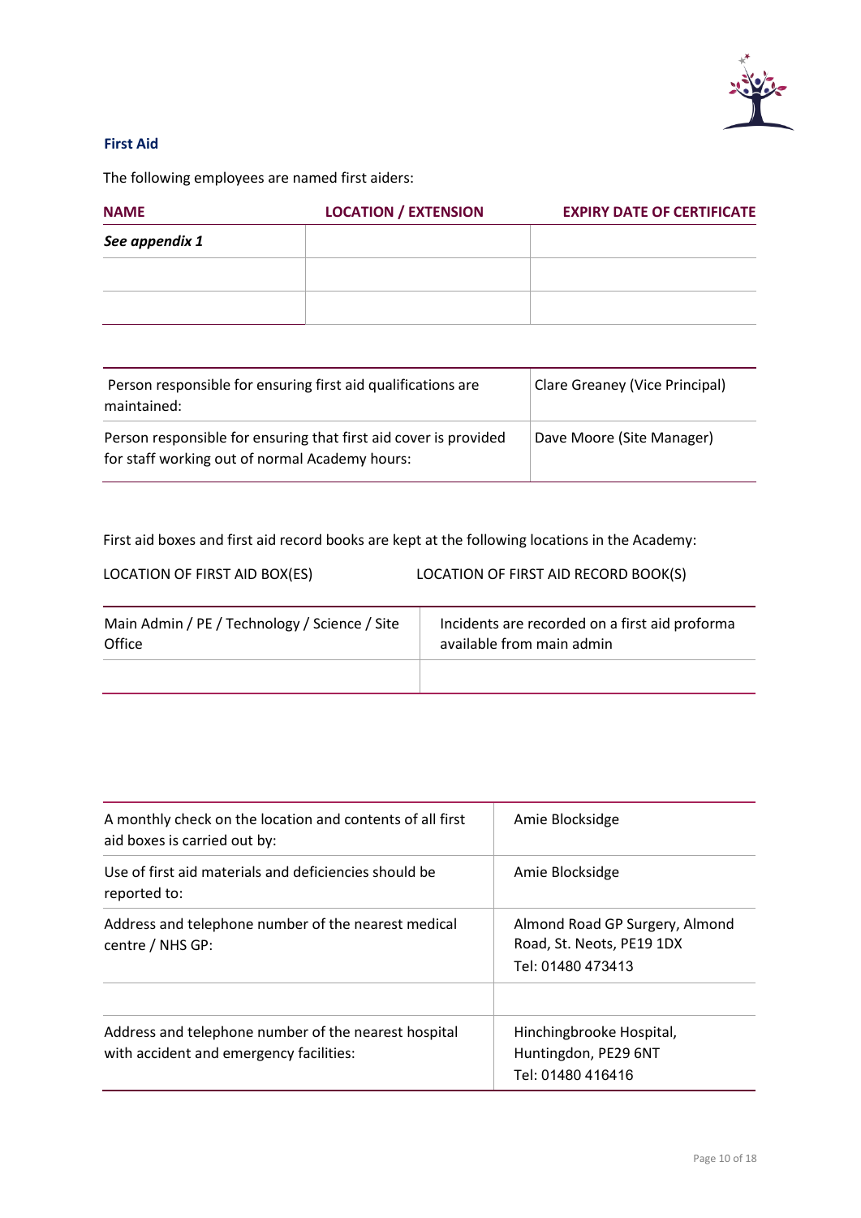## First Aid

The following employees are named first aiders:

| NAME | LOCATION / EXTENSION | EXPIRY DATE OF CERTIFICATE |
|---|---|---|
| ***See appendix 1*** | | |
| | | |
| | | |

| | |
|---|---|
| Person responsible for ensuring first aid qualifications are maintained: | Clare Greaney (Vice Principal) |
| Person responsible for ensuring that first aid cover is provided for staff working out of normal Academy hours: | Dave Moore (Site Manager) |

First aid boxes and first aid record books are kept at the following locations in the Academy:

| LOCATION OF FIRST AID BOX(ES) | LOCATION OF FIRST AID RECORD BOOK(S) |
|---|---|
| Main Admin / PE / Technology / Science / Site Office | Incidents are recorded on a first aid proforma available from main admin |
| | |

| | |
|---|---|
| A monthly check on the location and contents of all first aid boxes is carried out by: | Amie Blocksidge |
| Use of first aid materials and deficiencies should be reported to: | Amie Blocksidge |
| Address and telephone number of the nearest medical centre / NHS GP: | Almond Road GP Surgery, Almond Road, St. Neots, PE19 1DX<br>Tel: 01480 473413 |
| | |
| Address and telephone number of the nearest hospital with accident and emergency facilities: | Hinchingbrooke Hospital, Huntingdon, PE29 6NT<br>Tel: 01480 416416 |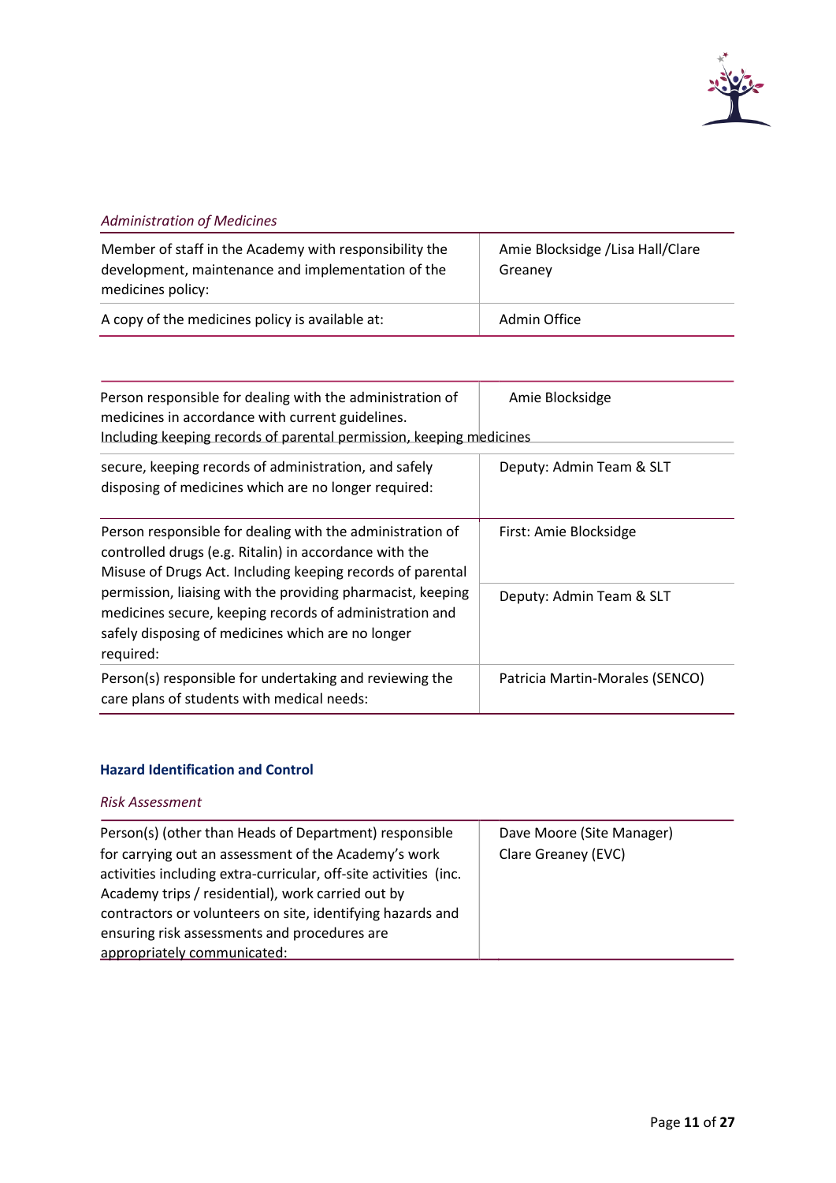*Administration of Medicines*

| | |
|---|---|
| Member of staff in the Academy with responsibility the development, maintenance and implementation of the medicines policy: | Amie Blocksidge /Lisa Hall/Clare Greaney |
| A copy of the medicines policy is available at: | Admin Office |

| | |
|---|---|
| Person responsible for dealing with the administration of medicines in accordance with current guidelines. Including keeping records of parental permission, keeping medicines secure, keeping records of administration, and safely disposing of medicines which are no longer required: | Amie Blocksidge<br>Deputy: Admin Team & SLT |
| Person responsible for dealing with the administration of controlled drugs (e.g. Ritalin) in accordance with the Misuse of Drugs Act. Including keeping records of parental permission, liaising with the providing pharmacist, keeping medicines secure, keeping records of administration and safely disposing of medicines which are no longer required: | First: Amie Blocksidge<br>Deputy: Admin Team & SLT |
| Person(s) responsible for undertaking and reviewing the care plans of students with medical needs: | Patricia Martin-Morales (SENCO) |

### Hazard Identification and Control

*Risk Assessment*

| | |
|---|---|
| Person(s) (other than Heads of Department) responsible for carrying out an assessment of the Academy's work activities including extra-curricular, off-site activities (inc. Academy trips / residential), work carried out by contractors or volunteers on site, identifying hazards and ensuring risk assessments and procedures are appropriately communicated: | Dave Moore (Site Manager)<br>Clare Greaney (EVC) |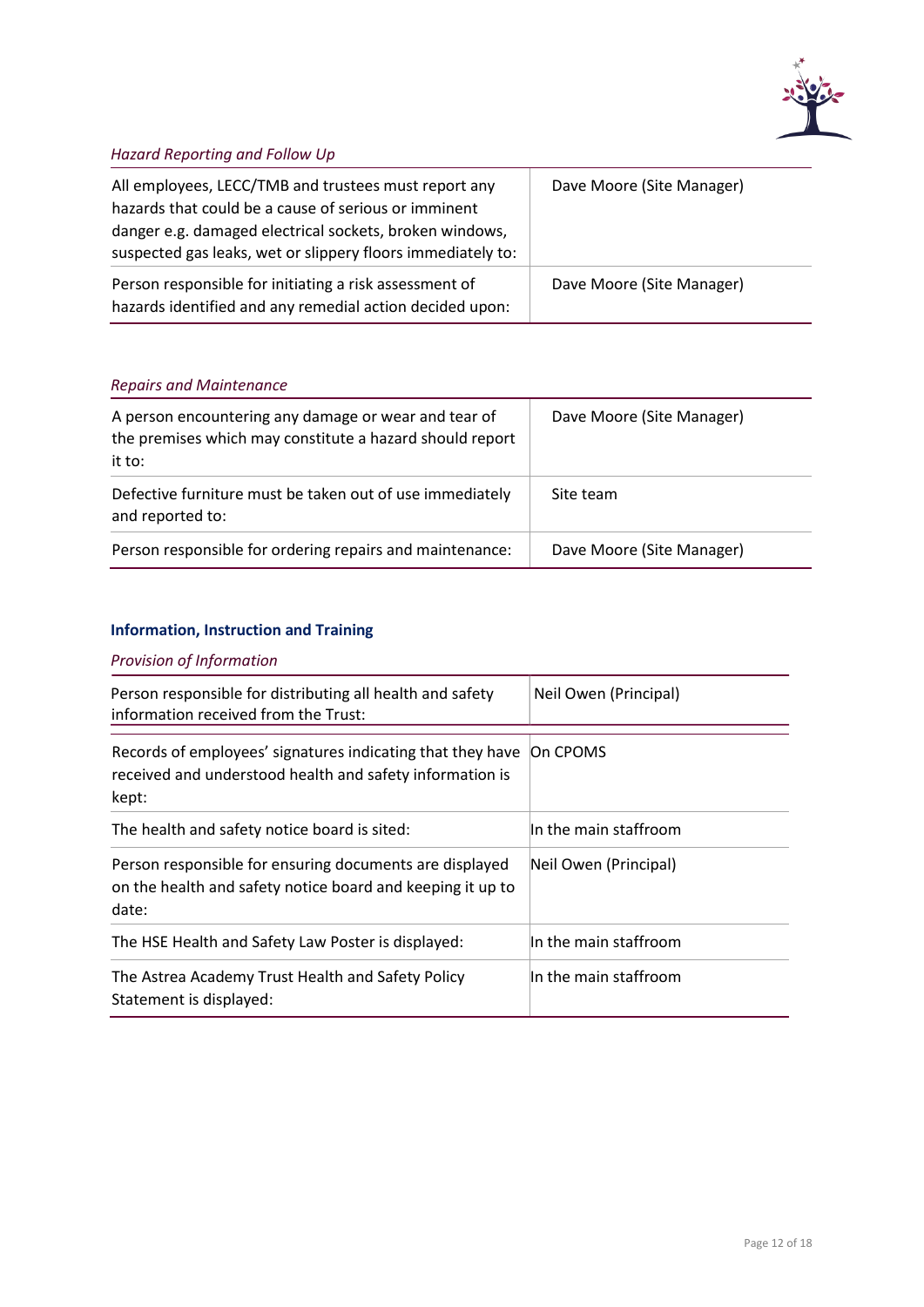*Hazard Reporting and Follow Up*

| | |
|---|---|
| All employees, LECC/TMB and trustees must report any hazards that could be a cause of serious or imminent danger e.g. damaged electrical sockets, broken windows, suspected gas leaks, wet or slippery floors immediately to: | Dave Moore (Site Manager) |
| Person responsible for initiating a risk assessment of hazards identified and any remedial action decided upon: | Dave Moore (Site Manager) |

*Repairs and Maintenance*

| | |
|---|---|
| A person encountering any damage or wear and tear of the premises which may constitute a hazard should report it to: | Dave Moore (Site Manager) |
| Defective furniture must be taken out of use immediately and reported to: | Site team |
| Person responsible for ordering repairs and maintenance: | Dave Moore (Site Manager) |

### Information, Instruction and Training

*Provision of Information*

| | |
|---|---|
| Person responsible for distributing all health and safety information received from the Trust: | Neil Owen (Principal) |
| Records of employees' signatures indicating that they have received and understood health and safety information is kept: | On CPOMS |
| The health and safety notice board is sited: | In the main staffroom |
| Person responsible for ensuring documents are displayed on the health and safety notice board and keeping it up to date: | Neil Owen (Principal) |
| The HSE Health and Safety Law Poster is displayed: | In the main staffroom |
| The Astrea Academy Trust Health and Safety Policy Statement is displayed: | In the main staffroom |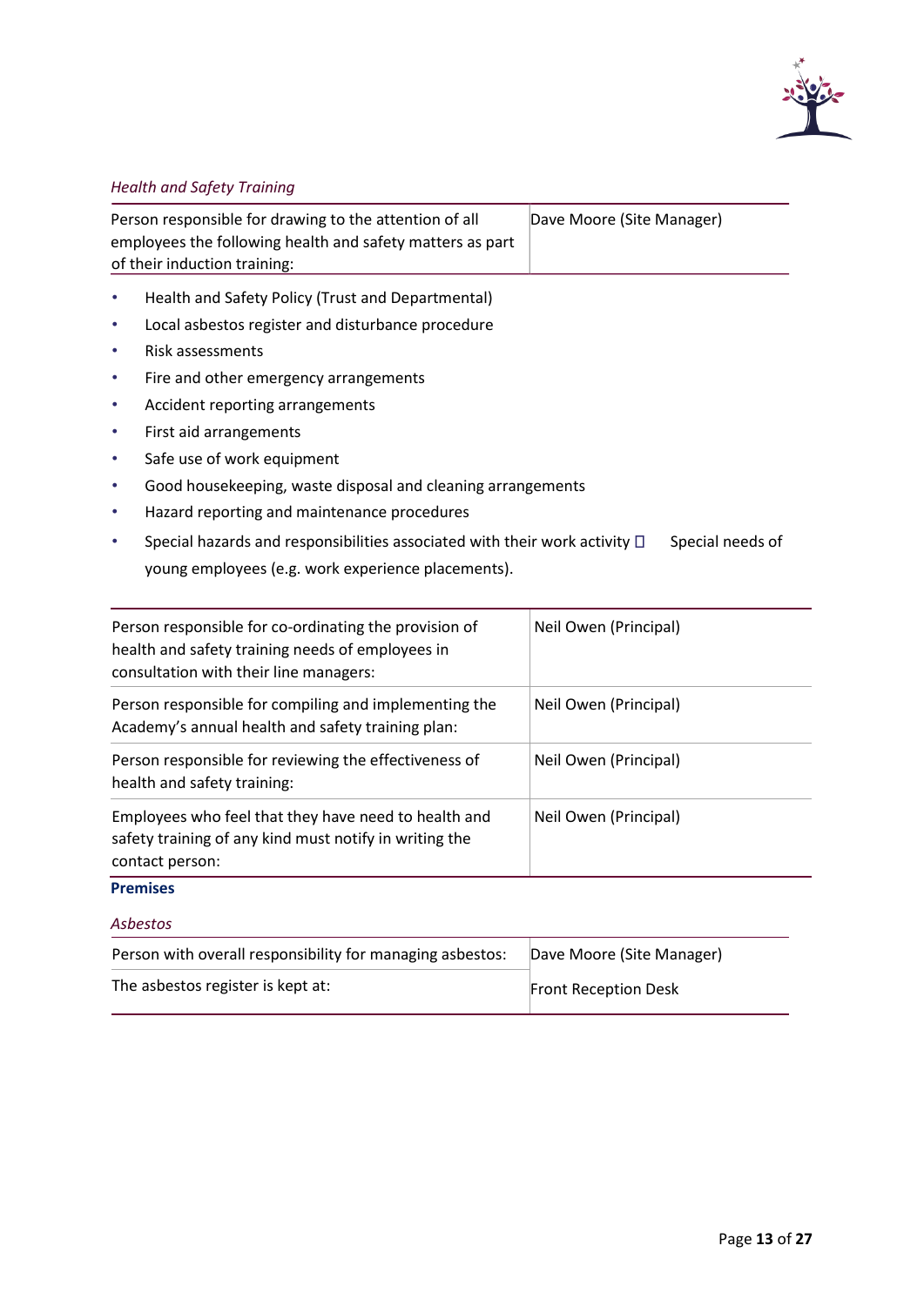*Health and Safety Training*

| | |
|---|---|
| Person responsible for drawing to the attention of all employees the following health and safety matters as part of their induction training: | Dave Moore (Site Manager) |

- Health and Safety Policy (Trust and Departmental)
- Local asbestos register and disturbance procedure
- Risk assessments
- Fire and other emergency arrangements
- Accident reporting arrangements
- First aid arrangements
- Safe use of work equipment
- Good housekeeping, waste disposal and cleaning arrangements
- Hazard reporting and maintenance procedures
- Special hazards and responsibilities associated with their work activity  Special needs of young employees (e.g. work experience placements).

| | |
|---|---|
| Person responsible for co-ordinating the provision of health and safety training needs of employees in consultation with their line managers: | Neil Owen (Principal) |
| Person responsible for compiling and implementing the Academy's annual health and safety training plan: | Neil Owen (Principal) |
| Person responsible for reviewing the effectiveness of health and safety training: | Neil Owen (Principal) |
| Employees who feel that they have need to health and safety training of any kind must notify in writing the contact person: | Neil Owen (Principal) |

## Premises

*Asbestos*

| | |
|---|---|
| Person with overall responsibility for managing asbestos: | Dave Moore (Site Manager) |
| The asbestos register is kept at: | Front Reception Desk |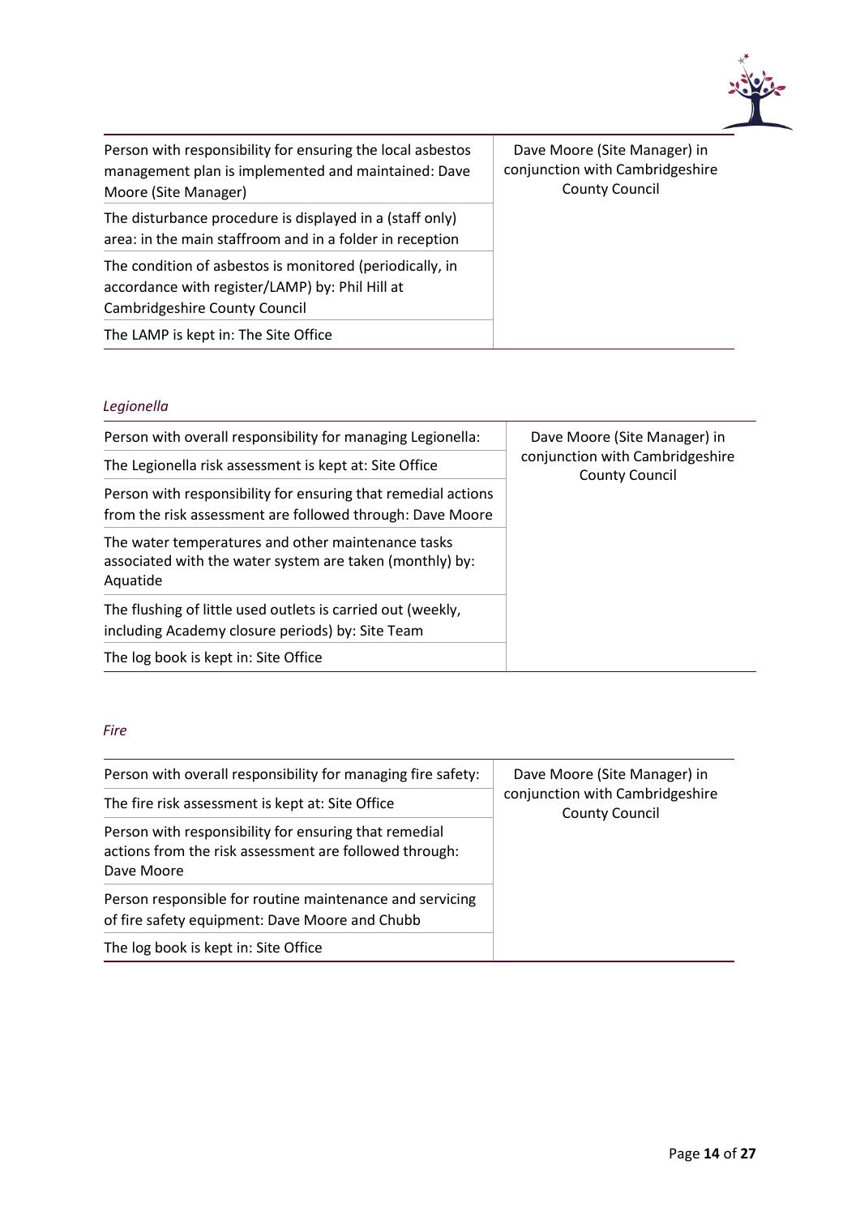| | |
|---|---|
| Person with responsibility for ensuring the local asbestos management plan is implemented and maintained: Dave Moore (Site Manager) | Dave Moore (Site Manager) in conjunction with Cambridgeshire County Council |
| The disturbance procedure is displayed in a (staff only) area: in the main staffroom and in a folder in reception | |
| The condition of asbestos is monitored (periodically, in accordance with register/LAMP) by: Phil Hill at Cambridgeshire County Council | |
| The LAMP is kept in: The Site Office | |

*Legionella*

| | |
|---|---|
| Person with overall responsibility for managing Legionella: | Dave Moore (Site Manager) in conjunction with Cambridgeshire County Council |
| The Legionella risk assessment is kept at: Site Office | |
| Person with responsibility for ensuring that remedial actions from the risk assessment are followed through: Dave Moore | |
| The water temperatures and other maintenance tasks associated with the water system are taken (monthly) by: Aquatide | |
| The flushing of little used outlets is carried out (weekly, including Academy closure periods) by: Site Team | |
| The log book is kept in: Site Office | |

*Fire*

| | |
|---|---|
| Person with overall responsibility for managing fire safety: | Dave Moore (Site Manager) in conjunction with Cambridgeshire County Council |
| The fire risk assessment is kept at: Site Office | |
| Person with responsibility for ensuring that remedial actions from the risk assessment are followed through: Dave Moore | |
| Person responsible for routine maintenance and servicing of fire safety equipment: Dave Moore and Chubb | |
| The log book is kept in: Site Office | |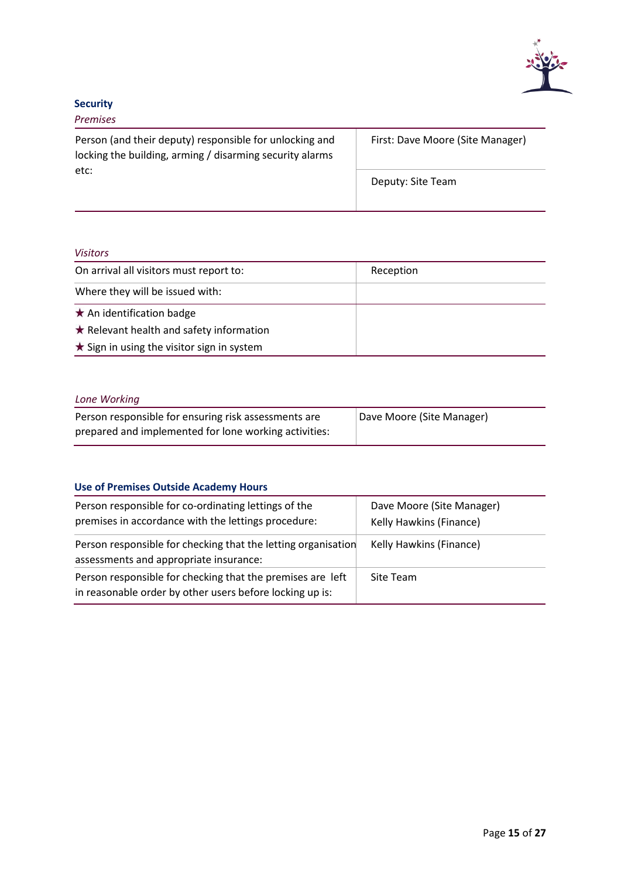## Security

*Premises*

| | |
|---|---|
| Person (and their deputy) responsible for unlocking and locking the building, arming / disarming security alarms etc: | First: Dave Moore (Site Manager) |
| | Deputy: Site Team |

*Visitors*

| | |
|---|---|
| On arrival all visitors must report to: | Reception |
| Where they will be issued with: | |
| ★ An identification badge<br>★ Relevant health and safety information<br>★ Sign in using the visitor sign in system | |

*Lone Working*

| | |
|---|---|
| Person responsible for ensuring risk assessments are prepared and implemented for lone working activities: | Dave Moore (Site Manager) |

## Use of Premises Outside Academy Hours

| | |
|---|---|
| Person responsible for co-ordinating lettings of the premises in accordance with the lettings procedure: | Dave Moore (Site Manager)<br>Kelly Hawkins (Finance) |
| Person responsible for checking that the letting organisation assessments and appropriate insurance: | Kelly Hawkins (Finance) |
| Person responsible for checking that the premises are left in reasonable order by other users before locking up is: | Site Team |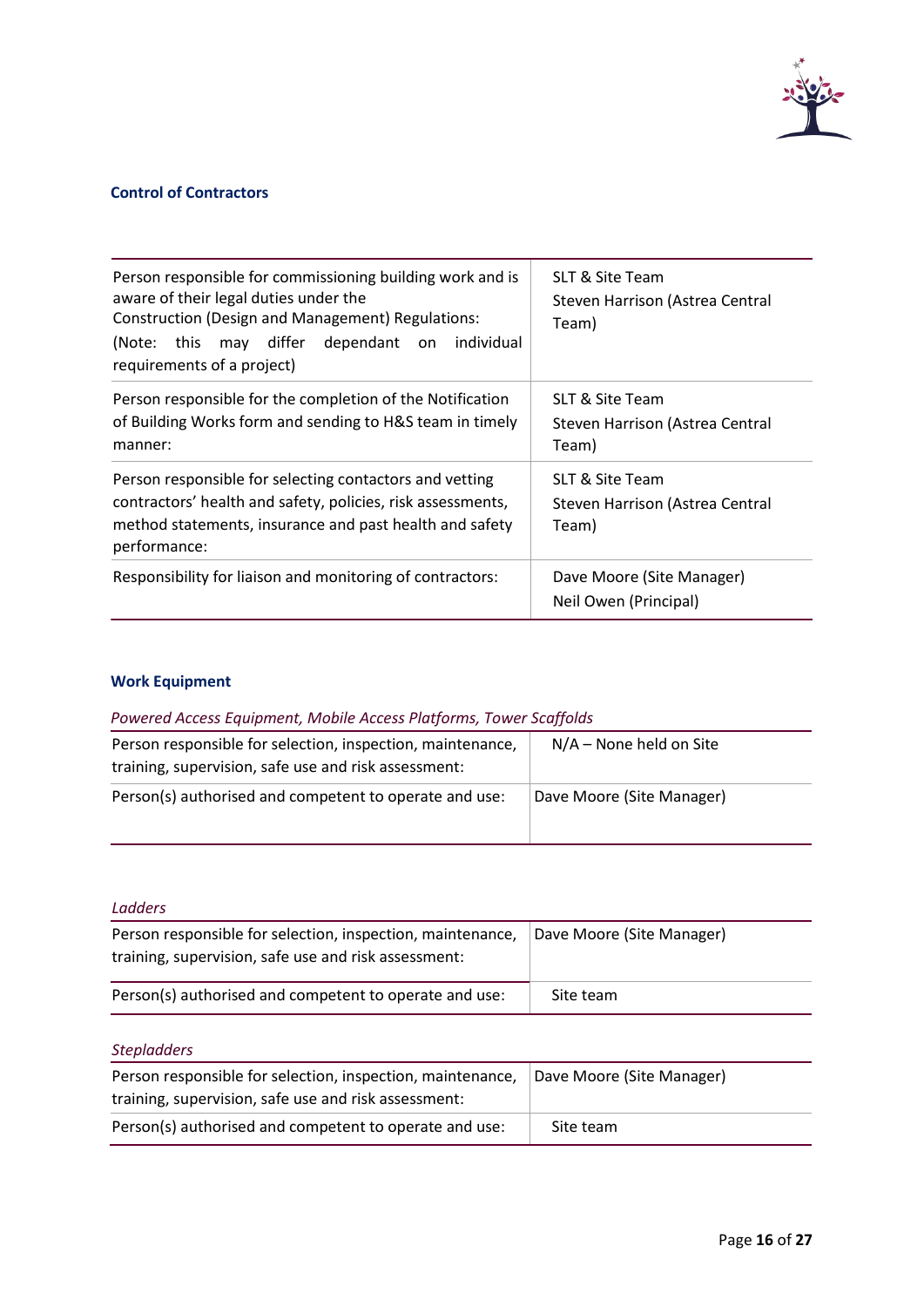## Control of Contractors

| | |
|---|---|
| Person responsible for commissioning building work and is aware of their legal duties under the Construction (Design and Management) Regulations: (Note: this may differ dependant on individual requirements of a project) | SLT & Site Team<br>Steven Harrison (Astrea Central Team) |
| Person responsible for the completion of the Notification of Building Works form and sending to H&S team in timely manner: | SLT & Site Team<br>Steven Harrison (Astrea Central Team) |
| Person responsible for selecting contactors and vetting contractors' health and safety, policies, risk assessments, method statements, insurance and past health and safety performance: | SLT & Site Team<br>Steven Harrison (Astrea Central Team) |
| Responsibility for liaison and monitoring of contractors: | Dave Moore (Site Manager)<br>Neil Owen (Principal) |

## Work Equipment

*Powered Access Equipment, Mobile Access Platforms, Tower Scaffolds*

| | |
|---|---|
| Person responsible for selection, inspection, maintenance, training, supervision, safe use and risk assessment: | N/A – None held on Site |
| Person(s) authorised and competent to operate and use: | Dave Moore (Site Manager) |

*Ladders*

| | |
|---|---|
| Person responsible for selection, inspection, maintenance, training, supervision, safe use and risk assessment: | Dave Moore (Site Manager) |
| Person(s) authorised and competent to operate and use: | Site team |

*Stepladders*

| | |
|---|---|
| Person responsible for selection, inspection, maintenance, training, supervision, safe use and risk assessment: | Dave Moore (Site Manager) |
| Person(s) authorised and competent to operate and use: | Site team |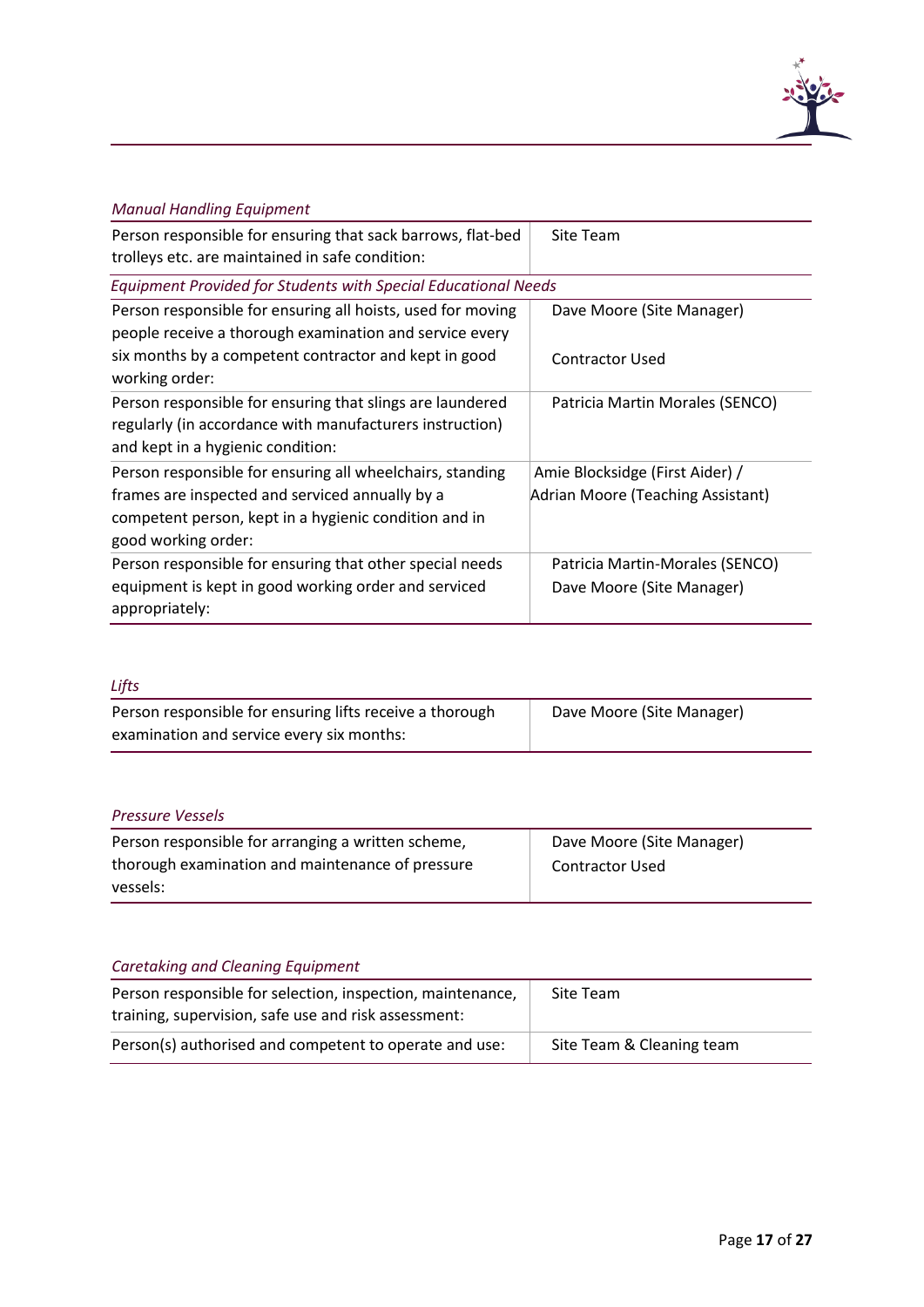*Manual Handling Equipment*

| | |
|---|---|
| Person responsible for ensuring that sack barrows, flat-bed trolleys etc. are maintained in safe condition: | Site Team |

*Equipment Provided for Students with Special Educational Needs*

| | |
|---|---|
| Person responsible for ensuring all hoists, used for moving people receive a thorough examination and service every six months by a competent contractor and kept in good working order: | Dave Moore (Site Manager)<br><br>Contractor Used |
| Person responsible for ensuring that slings are laundered regularly (in accordance with manufacturers instruction) and kept in a hygienic condition: | Patricia Martin Morales (SENCO) |
| Person responsible for ensuring all wheelchairs, standing frames are inspected and serviced annually by a competent person, kept in a hygienic condition and in good working order: | Amie Blocksidge (First Aider) / Adrian Moore (Teaching Assistant) |
| Person responsible for ensuring that other special needs equipment is kept in good working order and serviced appropriately: | Patricia Martin-Morales (SENCO)<br>Dave Moore (Site Manager) |

*Lifts*

| | |
|---|---|
| Person responsible for ensuring lifts receive a thorough examination and service every six months: | Dave Moore (Site Manager) |

*Pressure Vessels*

| | |
|---|---|
| Person responsible for arranging a written scheme, thorough examination and maintenance of pressure vessels: | Dave Moore (Site Manager)<br>Contractor Used |

*Caretaking and Cleaning Equipment*

| | |
|---|---|
| Person responsible for selection, inspection, maintenance, training, supervision, safe use and risk assessment: | Site Team |
| Person(s) authorised and competent to operate and use: | Site Team & Cleaning team |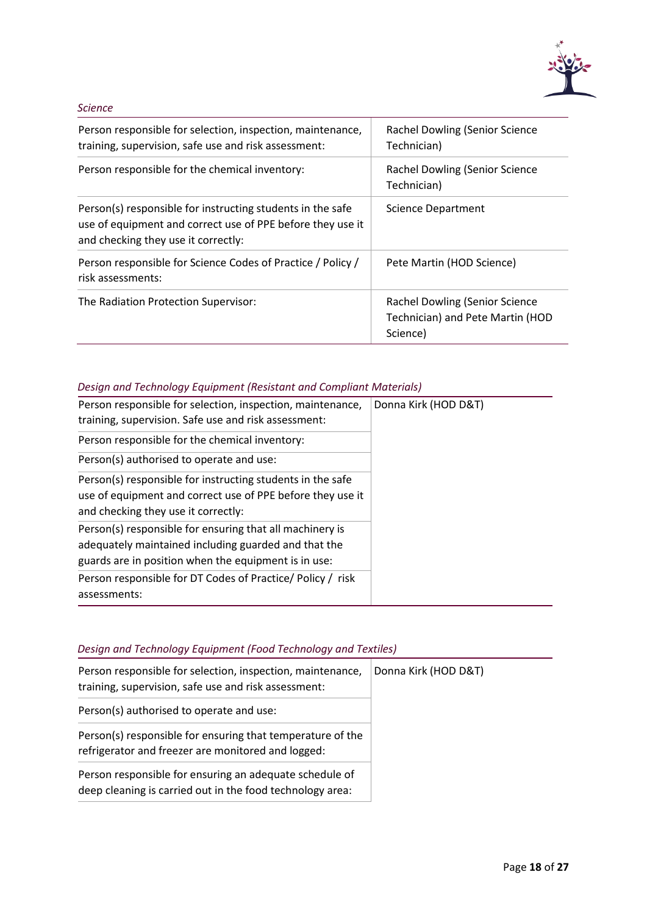*Science*

| | |
|---|---|
| Person responsible for selection, inspection, maintenance, training, supervision, safe use and risk assessment: | Rachel Dowling (Senior Science Technician) |
| Person responsible for the chemical inventory: | Rachel Dowling (Senior Science Technician) |
| Person(s) responsible for instructing students in the safe use of equipment and correct use of PPE before they use it and checking they use it correctly: | Science Department |
| Person responsible for Science Codes of Practice / Policy / risk assessments: | Pete Martin (HOD Science) |
| The Radiation Protection Supervisor: | Rachel Dowling (Senior Science Technician) and Pete Martin (HOD Science) |

*Design and Technology Equipment (Resistant and Compliant Materials)*

| | |
|---|---|
| Person responsible for selection, inspection, maintenance, training, supervision. Safe use and risk assessment: | Donna Kirk (HOD D&T) |
| Person responsible for the chemical inventory: | |
| Person(s) authorised to operate and use: | |
| Person(s) responsible for instructing students in the safe use of equipment and correct use of PPE before they use it and checking they use it correctly: | |
| Person(s) responsible for ensuring that all machinery is adequately maintained including guarded and that the guards are in position when the equipment is in use: | |
| Person responsible for DT Codes of Practice/ Policy / risk assessments: | |

*Design and Technology Equipment (Food Technology and Textiles)*

| | |
|---|---|
| Person responsible for selection, inspection, maintenance, training, supervision, safe use and risk assessment: | Donna Kirk (HOD D&T) |
| Person(s) authorised to operate and use: | |
| Person(s) responsible for ensuring that temperature of the refrigerator and freezer are monitored and logged: | |
| Person responsible for ensuring an adequate schedule of deep cleaning is carried out in the food technology area: | |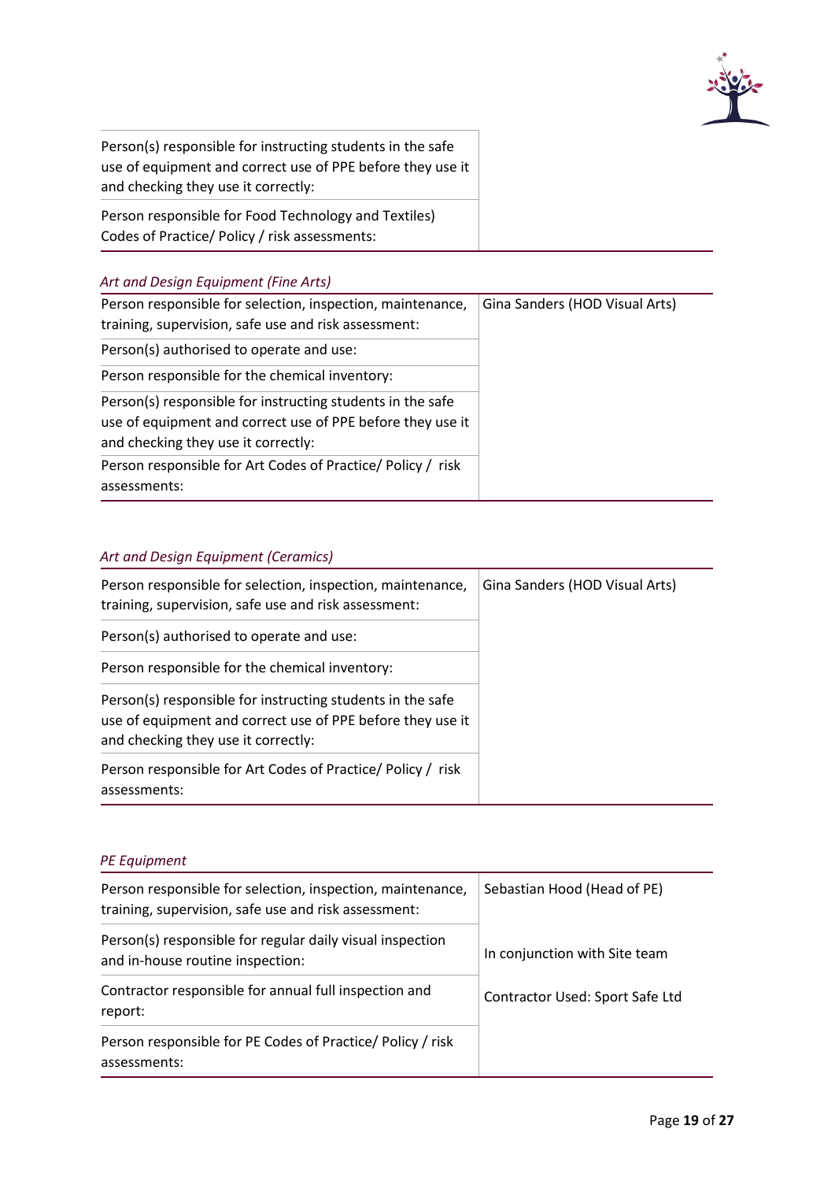| | |
|---|---|
| Person(s) responsible for instructing students in the safe use of equipment and correct use of PPE before they use it and checking they use it correctly: | |
| Person responsible for Food Technology and Textiles) Codes of Practice/ Policy / risk assessments: | |

*Art and Design Equipment (Fine Arts)*

| | |
|---|---|
| Person responsible for selection, inspection, maintenance, training, supervision, safe use and risk assessment: | Gina Sanders (HOD Visual Arts) |
| Person(s) authorised to operate and use: | |
| Person responsible for the chemical inventory: | |
| Person(s) responsible for instructing students in the safe use of equipment and correct use of PPE before they use it and checking they use it correctly: | |
| Person responsible for Art Codes of Practice/ Policy / risk assessments: | |

*Art and Design Equipment (Ceramics)*

| | |
|---|---|
| Person responsible for selection, inspection, maintenance, training, supervision, safe use and risk assessment: | Gina Sanders (HOD Visual Arts) |
| Person(s) authorised to operate and use: | |
| Person responsible for the chemical inventory: | |
| Person(s) responsible for instructing students in the safe use of equipment and correct use of PPE before they use it and checking they use it correctly: | |
| Person responsible for Art Codes of Practice/ Policy / risk assessments: | |

*PE Equipment*

| | |
|---|---|
| Person responsible for selection, inspection, maintenance, training, supervision, safe use and risk assessment: | Sebastian Hood (Head of PE) |
| Person(s) responsible for regular daily visual inspection and in-house routine inspection: | In conjunction with Site team |
| Contractor responsible for annual full inspection and report: | Contractor Used: Sport Safe Ltd |
| Person responsible for PE Codes of Practice/ Policy / risk assessments: | |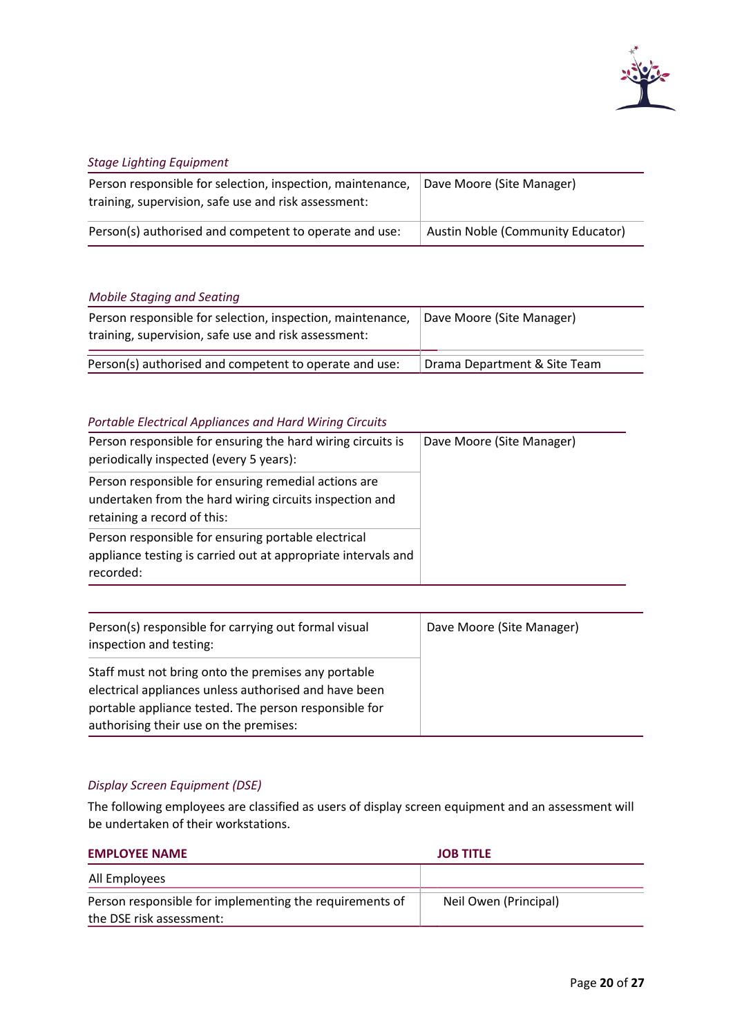*Stage Lighting Equipment*

| | |
|---|---|
| Person responsible for selection, inspection, maintenance, training, supervision, safe use and risk assessment: | Dave Moore (Site Manager) |
| Person(s) authorised and competent to operate and use: | Austin Noble (Community Educator) |

*Mobile Staging and Seating*

| | |
|---|---|
| Person responsible for selection, inspection, maintenance, training, supervision, safe use and risk assessment: | Dave Moore (Site Manager) |
| Person(s) authorised and competent to operate and use: | Drama Department & Site Team |

*Portable Electrical Appliances and Hard Wiring Circuits*

| | |
|---|---|
| Person responsible for ensuring the hard wiring circuits is periodically inspected (every 5 years): | Dave Moore (Site Manager) |
| Person responsible for ensuring remedial actions are undertaken from the hard wiring circuits inspection and retaining a record of this: | |
| Person responsible for ensuring portable electrical appliance testing is carried out at appropriate intervals and recorded: | |

| | |
|---|---|
| Person(s) responsible for carrying out formal visual inspection and testing: | Dave Moore (Site Manager) |
| Staff must not bring onto the premises any portable electrical appliances unless authorised and have been portable appliance tested. The person responsible for authorising their use on the premises: | |

*Display Screen Equipment (DSE)*

The following employees are classified as users of display screen equipment and an assessment will be undertaken of their workstations.

| **EMPLOYEE NAME** | **JOB TITLE** |
|---|---|
| All Employees | |
| Person responsible for implementing the requirements of the DSE risk assessment: | Neil Owen (Principal) |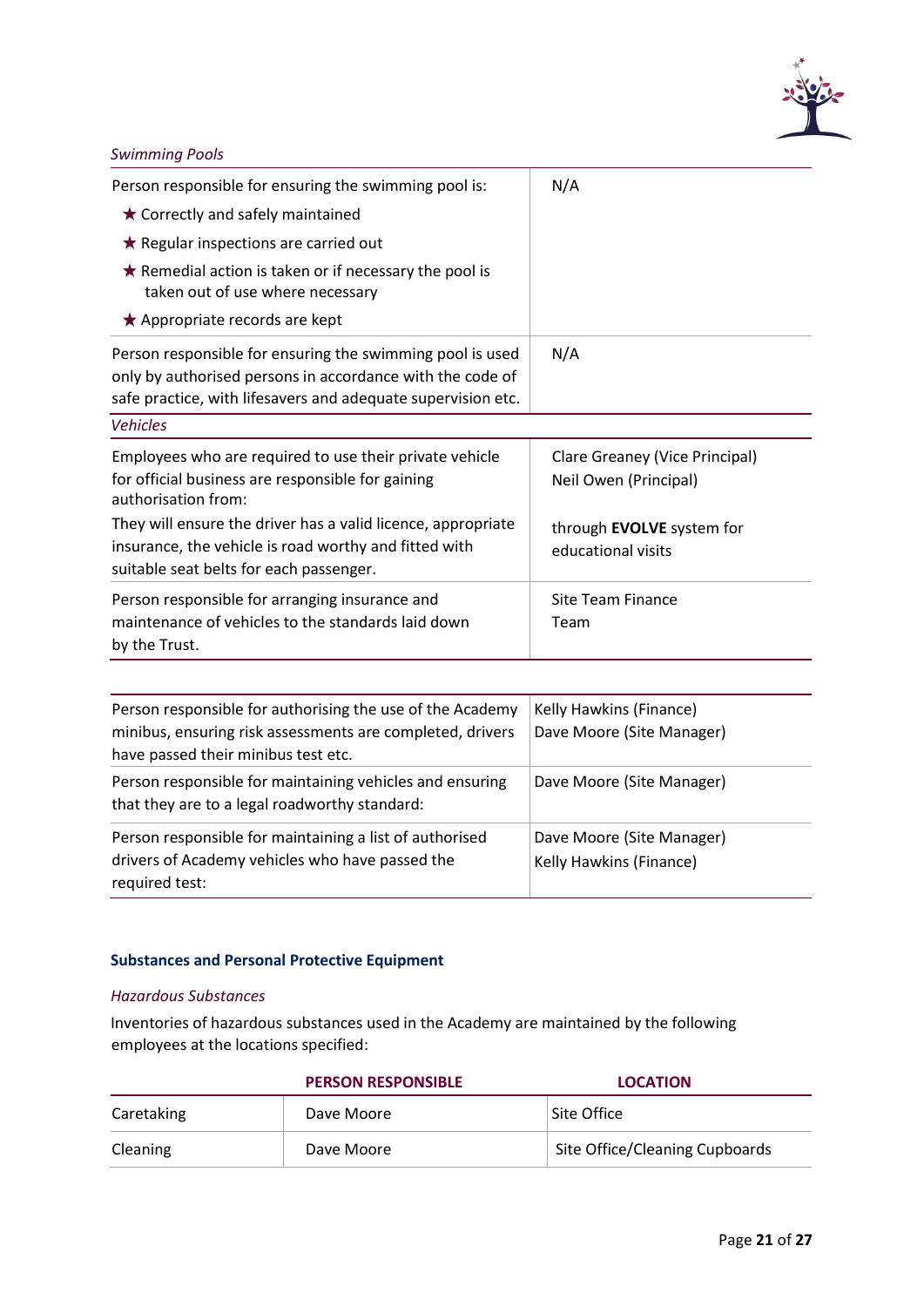*Swimming Pools*

| | |
|---|---|
| Person responsible for ensuring the swimming pool is:<br>★ Correctly and safely maintained<br>★ Regular inspections are carried out<br>★ Remedial action is taken or if necessary the pool is taken out of use where necessary<br>★ Appropriate records are kept | N/A |
| Person responsible for ensuring the swimming pool is used only by authorised persons in accordance with the code of safe practice, with lifesavers and adequate supervision etc. | N/A |

*Vehicles*

| | |
|---|---|
| Employees who are required to use their private vehicle for official business are responsible for gaining authorisation from:<br>They will ensure the driver has a valid licence, appropriate insurance, the vehicle is road worthy and fitted with suitable seat belts for each passenger. | Clare Greaney (Vice Principal)<br>Neil Owen (Principal)<br><br>through **EVOLVE** system for educational visits |
| Person responsible for arranging insurance and maintenance of vehicles to the standards laid down by the Trust. | Site Team Finance Team |

| | |
|---|---|
| Person responsible for authorising the use of the Academy minibus, ensuring risk assessments are completed, drivers have passed their minibus test etc. | Kelly Hawkins (Finance)<br>Dave Moore (Site Manager) |
| Person responsible for maintaining vehicles and ensuring that they are to a legal roadworthy standard: | Dave Moore (Site Manager) |
| Person responsible for maintaining a list of authorised drivers of Academy vehicles who have passed the required test: | Dave Moore (Site Manager)<br>Kelly Hawkins (Finance) |

### Substances and Personal Protective Equipment

*Hazardous Substances*

Inventories of hazardous substances used in the Academy are maintained by the following employees at the locations specified:

| | PERSON RESPONSIBLE | LOCATION |
|---|---|---|
| Caretaking | Dave Moore | Site Office |
| Cleaning | Dave Moore | Site Office/Cleaning Cupboards |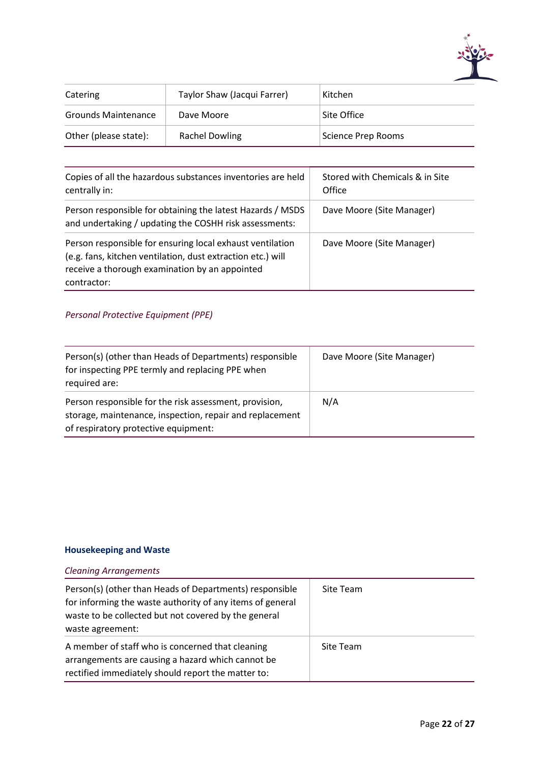| | | |
|---|---|---|
| Catering | Taylor Shaw (Jacqui Farrer) | Kitchen |
| Grounds Maintenance | Dave Moore | Site Office |
| Other (please state): | Rachel Dowling | Science Prep Rooms |

| | |
|---|---|
| Copies of all the hazardous substances inventories are held centrally in: | Stored with Chemicals & in Site Office |
| Person responsible for obtaining the latest Hazards / MSDS and undertaking / updating the COSHH risk assessments: | Dave Moore (Site Manager) |
| Person responsible for ensuring local exhaust ventilation (e.g. fans, kitchen ventilation, dust extraction etc.) will receive a thorough examination by an appointed contractor: | Dave Moore (Site Manager) |

*Personal Protective Equipment (PPE)*

| | |
|---|---|
| Person(s) (other than Heads of Departments) responsible for inspecting PPE termly and replacing PPE when required are: | Dave Moore (Site Manager) |
| Person responsible for the risk assessment, provision, storage, maintenance, inspection, repair and replacement of respiratory protective equipment: | N/A |

### Housekeeping and Waste

*Cleaning Arrangements*

| | |
|---|---|
| Person(s) (other than Heads of Departments) responsible for informing the waste authority of any items of general waste to be collected but not covered by the general waste agreement: | Site Team |
| A member of staff who is concerned that cleaning arrangements are causing a hazard which cannot be rectified immediately should report the matter to: | Site Team |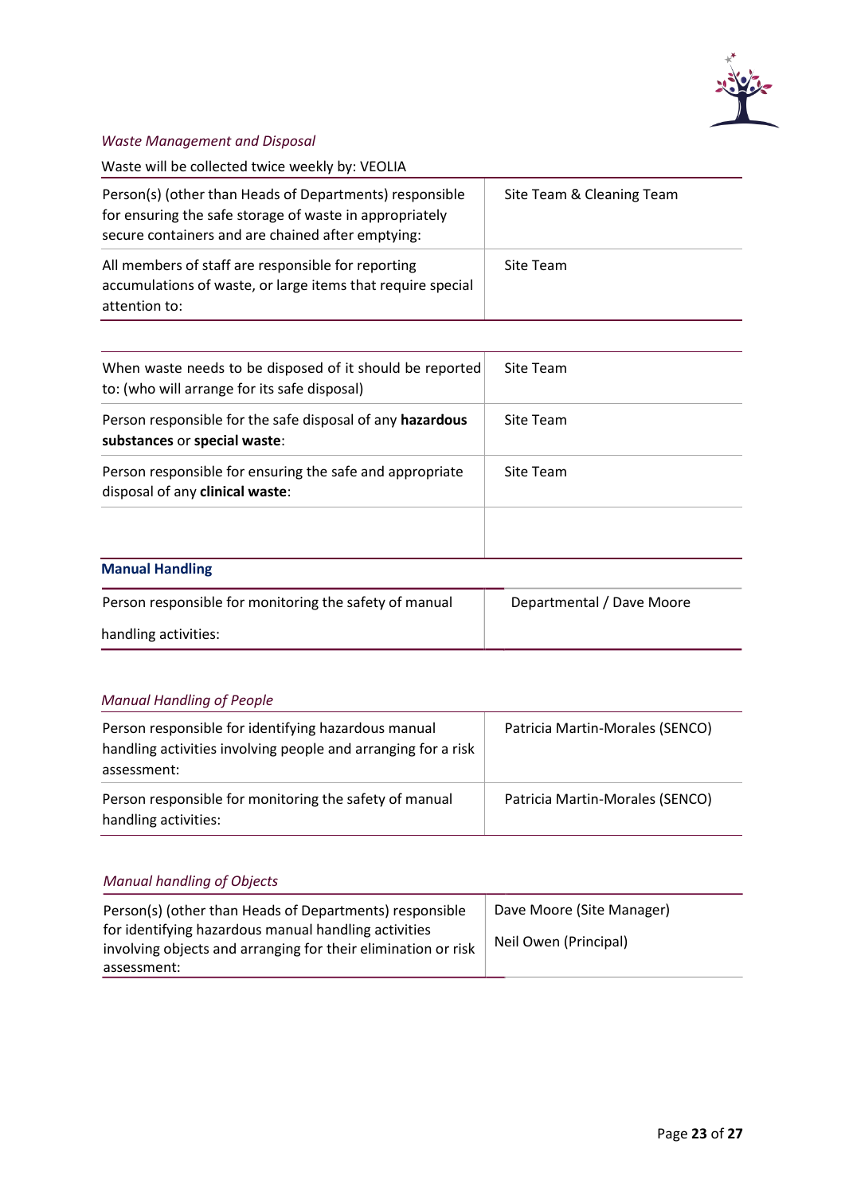*Waste Management and Disposal*

Waste will be collected twice weekly by: VEOLIA

| | |
|---|---|
| Person(s) (other than Heads of Departments) responsible for ensuring the safe storage of waste in appropriately secure containers and are chained after emptying: | Site Team & Cleaning Team |
| All members of staff are responsible for reporting accumulations of waste, or large items that require special attention to: | Site Team |

| | |
|---|---|
| When waste needs to be disposed of it should be reported to: (who will arrange for its safe disposal) | Site Team |
| Person responsible for the safe disposal of any **hazardous substances** or **special waste**: | Site Team |
| Person responsible for ensuring the safe and appropriate disposal of any **clinical waste**: | Site Team |
| | |

**Manual Handling**

| | |
|---|---|
| Person responsible for monitoring the safety of manual handling activities: | Departmental / Dave Moore |

*Manual Handling of People*

| | |
|---|---|
| Person responsible for identifying hazardous manual handling activities involving people and arranging for a risk assessment: | Patricia Martin-Morales (SENCO) |
| Person responsible for monitoring the safety of manual handling activities: | Patricia Martin-Morales (SENCO) |

*Manual handling of Objects*

| | |
|---|---|
| Person(s) (other than Heads of Departments) responsible for identifying hazardous manual handling activities involving objects and arranging for their elimination or risk assessment: | Dave Moore (Site Manager)<br><br>Neil Owen (Principal) |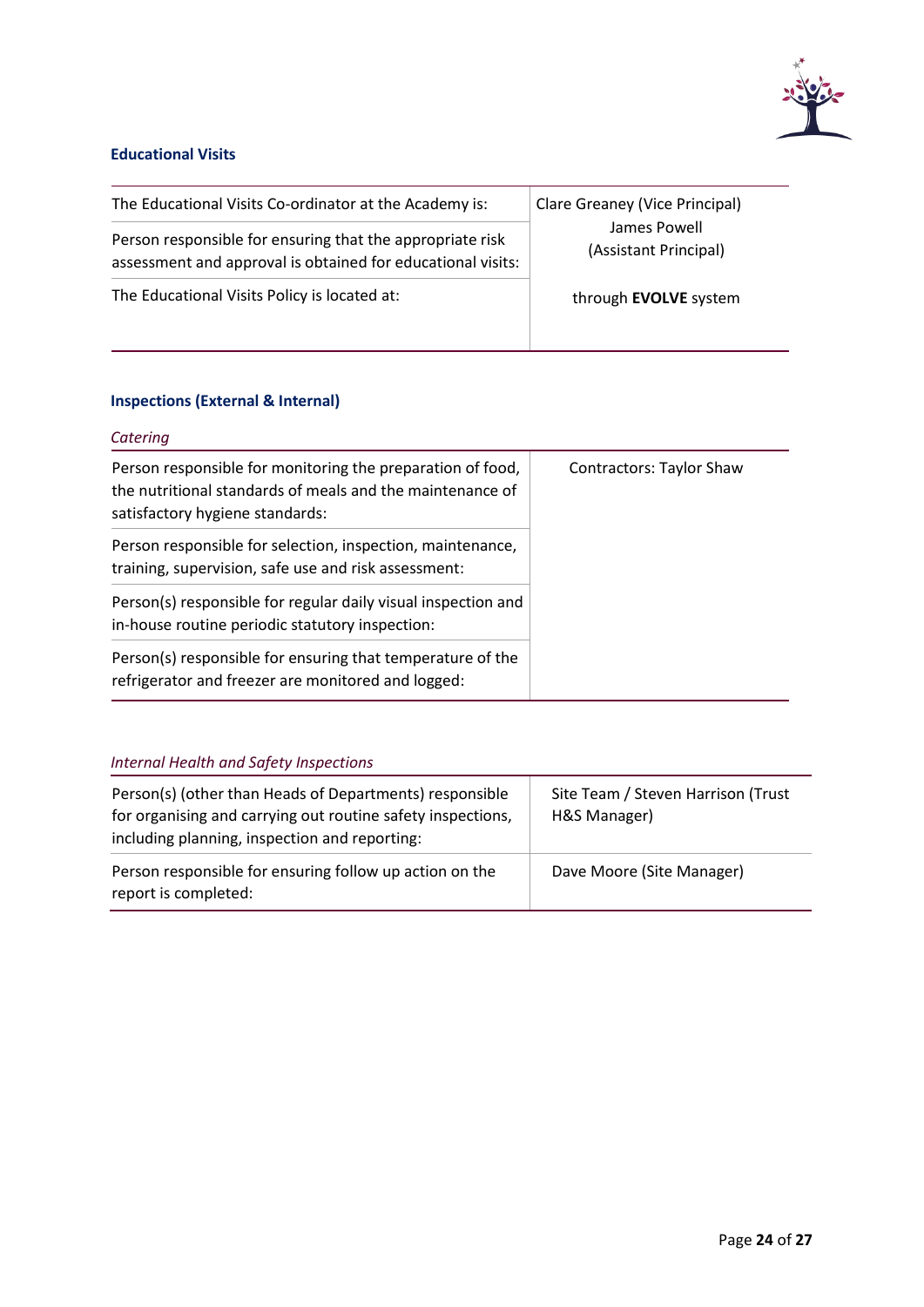### Educational Visits

| | |
|---|---|
| The Educational Visits Co-ordinator at the Academy is: | Clare Greaney (Vice Principal) |
| Person responsible for ensuring that the appropriate risk assessment and approval is obtained for educational visits: | James Powell (Assistant Principal) |
| The Educational Visits Policy is located at: | through **EVOLVE** system |

### Inspections (External & Internal)

*Catering*

| | |
|---|---|
| Person responsible for monitoring the preparation of food, the nutritional standards of meals and the maintenance of satisfactory hygiene standards: | Contractors: Taylor Shaw |
| Person responsible for selection, inspection, maintenance, training, supervision, safe use and risk assessment: | |
| Person(s) responsible for regular daily visual inspection and in-house routine periodic statutory inspection: | |
| Person(s) responsible for ensuring that temperature of the refrigerator and freezer are monitored and logged: | |

*Internal Health and Safety Inspections*

| | |
|---|---|
| Person(s) (other than Heads of Departments) responsible for organising and carrying out routine safety inspections, including planning, inspection and reporting: | Site Team / Steven Harrison (Trust H&S Manager) |
| Person responsible for ensuring follow up action on the report is completed: | Dave Moore (Site Manager) |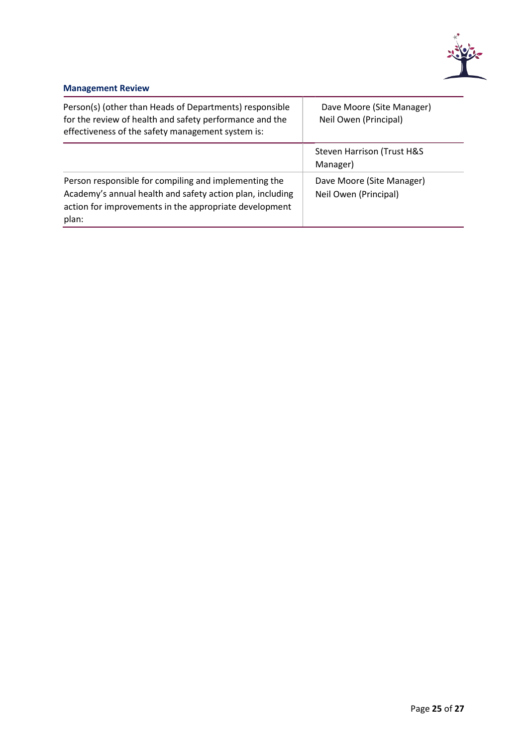### Management Review

| | |
|---|---|
| Person(s) (other than Heads of Departments) responsible for the review of health and safety performance and the effectiveness of the safety management system is: | Dave Moore (Site Manager)<br>Neil Owen (Principal) |
| | Steven Harrison (Trust H&S Manager) |
| Person responsible for compiling and implementing the Academy's annual health and safety action plan, including action for improvements in the appropriate development plan: | Dave Moore (Site Manager)<br>Neil Owen (Principal) |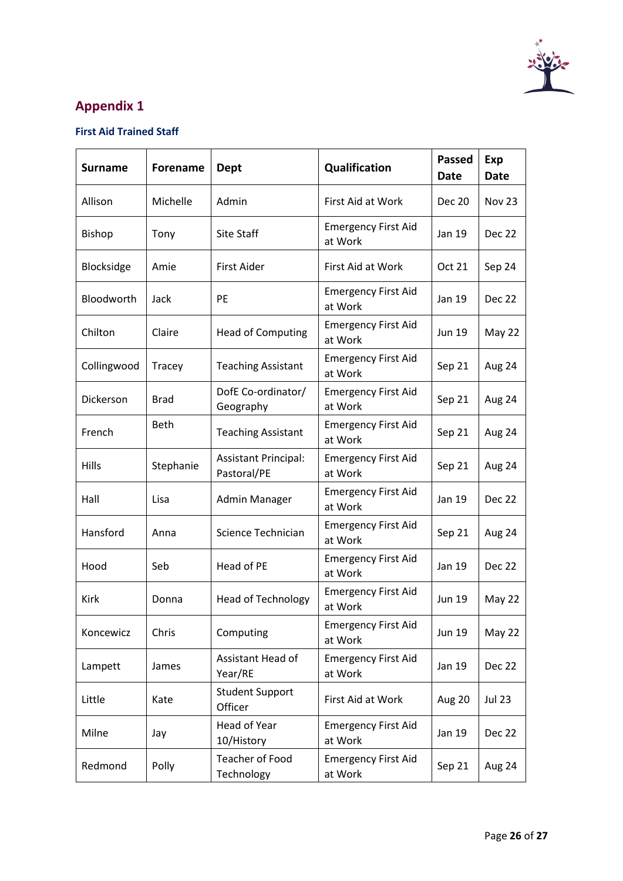## Appendix 1

### First Aid Trained Staff

| Surname | Forename | Dept | Qualification | Passed Date | Exp Date |
|---|---|---|---|---|---|
| Allison | Michelle | Admin | First Aid at Work | Dec 20 | Nov 23 |
| Bishop | Tony | Site Staff | Emergency First Aid at Work | Jan 19 | Dec 22 |
| Blocksidge | Amie | First Aider | First Aid at Work | Oct 21 | Sep 24 |
| Bloodworth | Jack | PE | Emergency First Aid at Work | Jan 19 | Dec 22 |
| Chilton | Claire | Head of Computing | Emergency First Aid at Work | Jun 19 | May 22 |
| Collingwood | Tracey | Teaching Assistant | Emergency First Aid at Work | Sep 21 | Aug 24 |
| Dickerson | Brad | DofE Co-ordinator/ Geography | Emergency First Aid at Work | Sep 21 | Aug 24 |
| French | Beth | Teaching Assistant | Emergency First Aid at Work | Sep 21 | Aug 24 |
| Hills | Stephanie | Assistant Principal: Pastoral/PE | Emergency First Aid at Work | Sep 21 | Aug 24 |
| Hall | Lisa | Admin Manager | Emergency First Aid at Work | Jan 19 | Dec 22 |
| Hansford | Anna | Science Technician | Emergency First Aid at Work | Sep 21 | Aug 24 |
| Hood | Seb | Head of PE | Emergency First Aid at Work | Jan 19 | Dec 22 |
| Kirk | Donna | Head of Technology | Emergency First Aid at Work | Jun 19 | May 22 |
| Koncewicz | Chris | Computing | Emergency First Aid at Work | Jun 19 | May 22 |
| Lampett | James | Assistant Head of Year/RE | Emergency First Aid at Work | Jan 19 | Dec 22 |
| Little | Kate | Student Support Officer | First Aid at Work | Aug 20 | Jul 23 |
| Milne | Jay | Head of Year 10/History | Emergency First Aid at Work | Jan 19 | Dec 22 |
| Redmond | Polly | Teacher of Food Technology | Emergency First Aid at Work | Sep 21 | Aug 24 |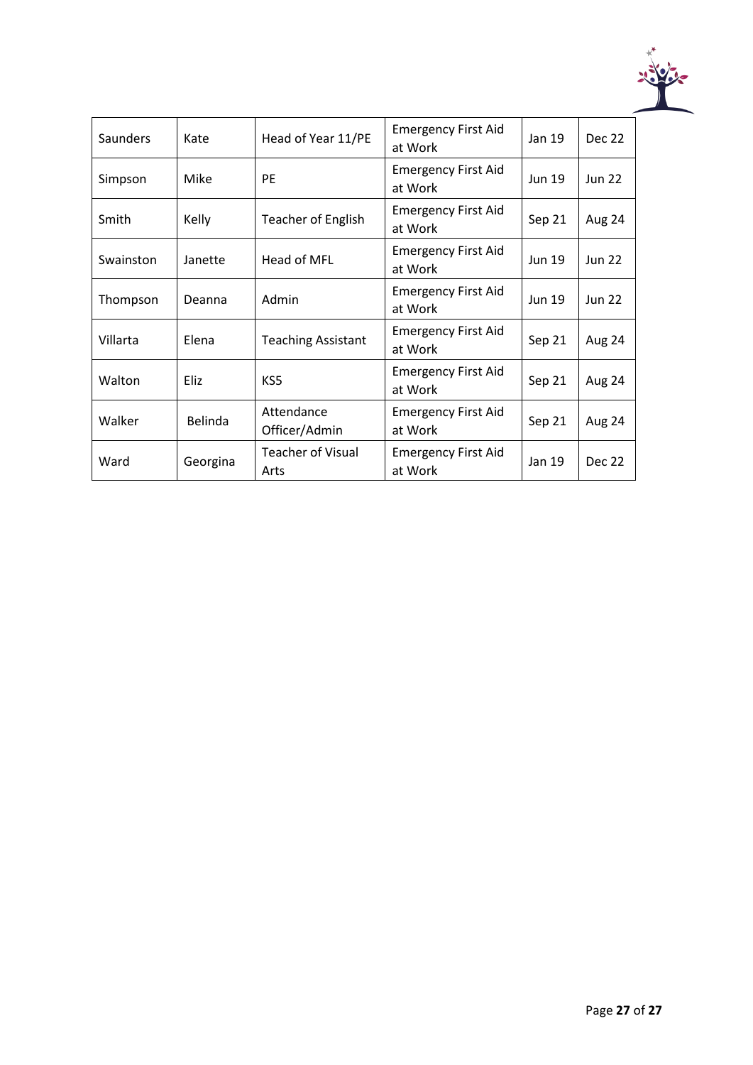| | | | | | |
|---|---|---|---|---|---|
| Saunders | Kate | Head of Year 11/PE | Emergency First Aid at Work | Jan 19 | Dec 22 |
| Simpson | Mike | PE | Emergency First Aid at Work | Jun 19 | Jun 22 |
| Smith | Kelly | Teacher of English | Emergency First Aid at Work | Sep 21 | Aug 24 |
| Swainston | Janette | Head of MFL | Emergency First Aid at Work | Jun 19 | Jun 22 |
| Thompson | Deanna | Admin | Emergency First Aid at Work | Jun 19 | Jun 22 |
| Villarta | Elena | Teaching Assistant | Emergency First Aid at Work | Sep 21 | Aug 24 |
| Walton | Eliz | KS5 | Emergency First Aid at Work | Sep 21 | Aug 24 |
| Walker | Belinda | Attendance Officer/Admin | Emergency First Aid at Work | Sep 21 | Aug 24 |
| Ward | Georgina | Teacher of Visual Arts | Emergency First Aid at Work | Jan 19 | Dec 22 |